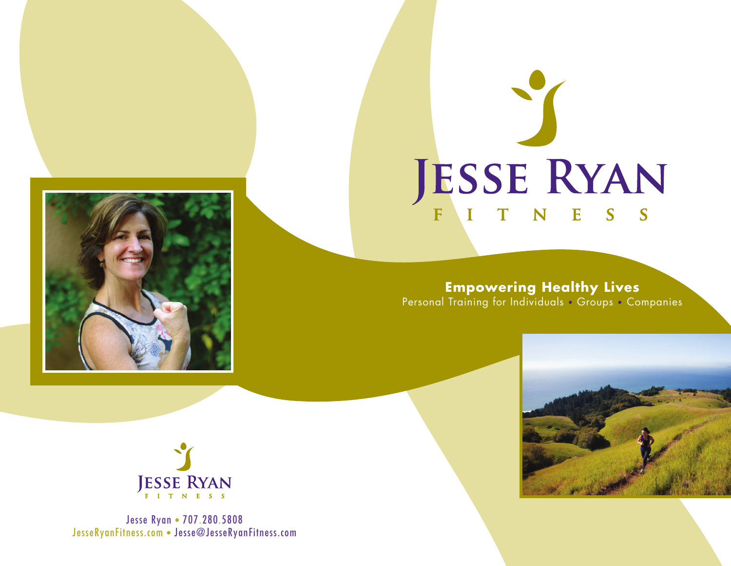# JESSE RYAN
FITNESS

**Empowering Healthy Lives**

Personal Training for Individuals • Groups • Companies

JESSE RYAN
FITNESS

Jesse Ryan • 707.280.5808

JesseRyanFitness.com • Jesse@JesseRyanFitness.com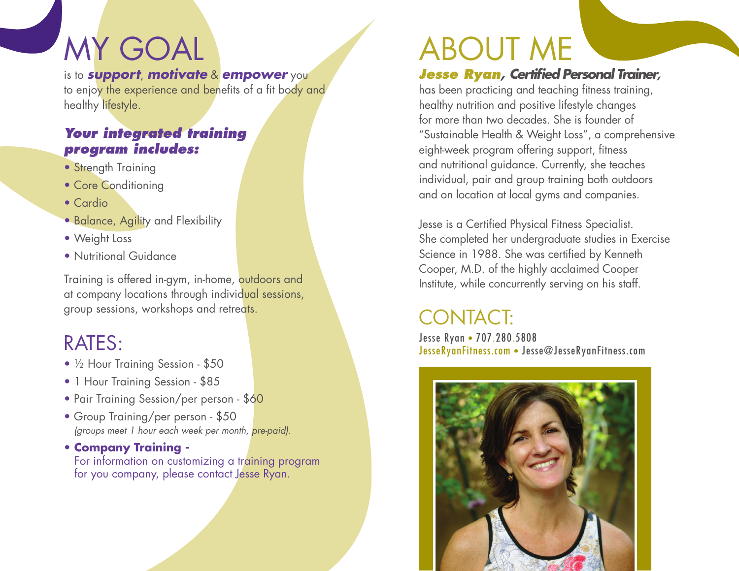# MY GOAL

is to ***support***, ***motivate*** & ***empower*** you to enjoy the experience and benefits of a fit body and healthy lifestyle.

### *Your integrated training program includes:*

- Strength Training
- Core Conditioning
- Cardio
- Balance, Agility and Flexibility
- Weight Loss
- Nutritional Guidance

Training is offered in-gym, in-home, outdoors and at company locations through individual sessions, group sessions, workshops and retreats.

# RATES:

- ½ Hour Training Session - $50
- 1 Hour Training Session - $85
- Pair Training Session/per person - $60
- Group Training/per person - $50
  *(groups meet 1 hour each week per month, pre-paid).*
- **Company Training -**
  For information on customizing a training program for you company, please contact Jesse Ryan.

# ABOUT ME

***Jesse Ryan, Certified Personal Trainer,*** has been practicing and teaching fitness training, healthy nutrition and positive lifestyle changes for more than two decades. She is founder of "Sustainable Health & Weight Loss", a comprehensive eight-week program offering support, fitness and nutritional guidance. Currently, she teaches individual, pair and group training both outdoors and on location at local gyms and companies.

Jesse is a Certified Physical Fitness Specialist. She completed her undergraduate studies in Exercise Science in 1988. She was certified by Kenneth Cooper, M.D. of the highly acclaimed Cooper Institute, while concurrently serving on his staff.

# CONTACT:

Jesse Ryan • 707.280.5808
JesseRyanFitness.com • Jesse@JesseRyanFitness.com